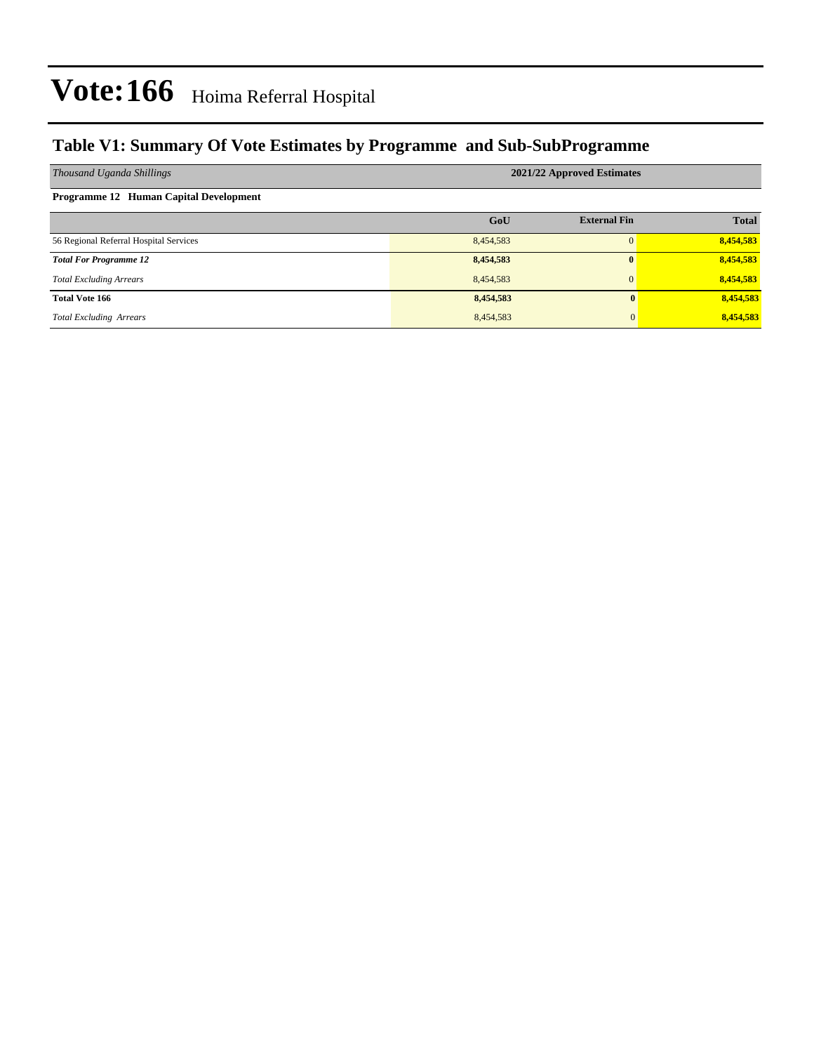# Vote:166 Hoima Referral Hospital

## Table V1: Summary Of Vote Estimates by Programme and Sub-SubProgramme

| *Thousand Uganda Shillings* | 2021/22 Approved Estimates | | |
|---|---|---|---|
| **Programme 12 Human Capital Development** | | | |
| | **GoU** | **External Fin** | **Total** |
| 56 Regional Referral Hospital Services | 8,454,583 | 0 | **8,454,583** |
| ***Total For Programme 12*** | **8,454,583** | **0** | **8,454,583** |
| *Total Excluding Arrears* | 8,454,583 | 0 | **8,454,583** |
| **Total Vote 166** | **8,454,583** | **0** | **8,454,583** |
| *Total Excluding Arrears* | 8,454,583 | 0 | **8,454,583** |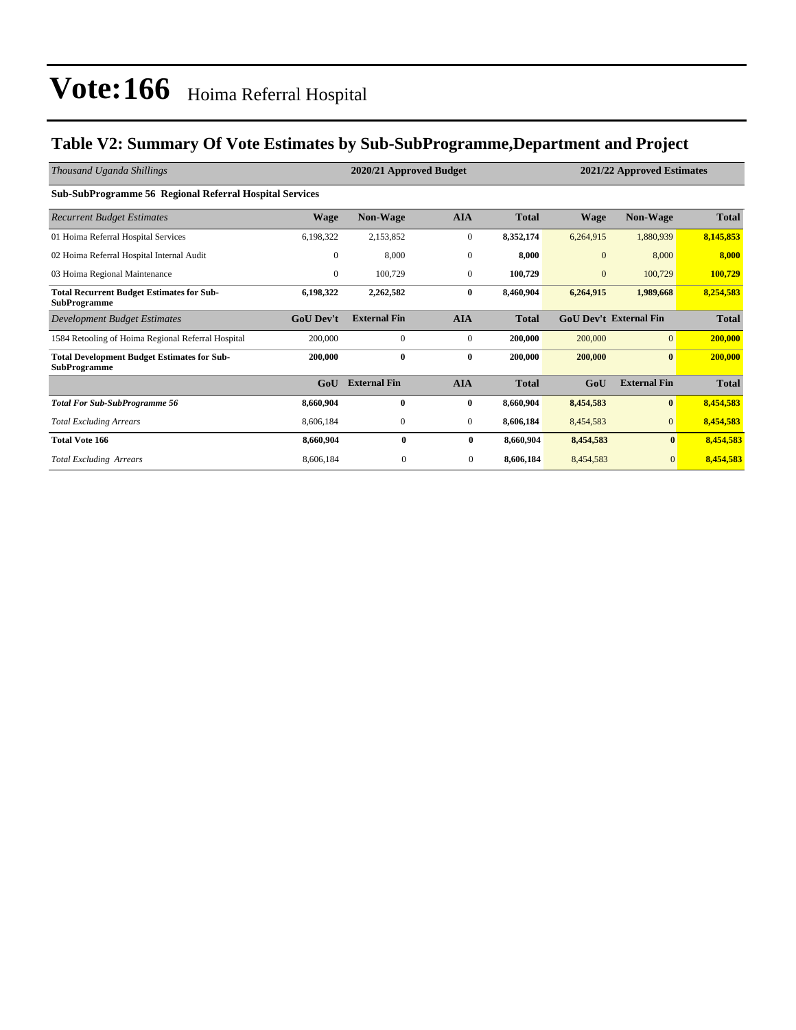# Vote:166 Hoima Referral Hospital

## Table V2: Summary Of Vote Estimates by Sub-SubProgramme,Department and Project

| *Thousand Uganda Shillings* | 2020/21 Approved Budget | | | | 2021/22 Approved Estimates | | |
|---|---|---|---|---|---|---|---|
| **Sub-SubProgramme 56 Regional Referral Hospital Services** | | | | | | | |
| *Recurrent Budget Estimates* | **Wage** | **Non-Wage** | **AIA** | **Total** | **Wage** | **Non-Wage** | **Total** |
| 01 Hoima Referral Hospital Services | 6,198,322 | 2,153,852 | 0 | **8,352,174** | 6,264,915 | 1,880,939 | **8,145,853** |
| 02 Hoima Referral Hospital Internal Audit | 0 | 8,000 | 0 | **8,000** | 0 | 8,000 | **8,000** |
| 03 Hoima Regional Maintenance | 0 | 100,729 | 0 | **100,729** | 0 | 100,729 | **100,729** |
| **Total Recurrent Budget Estimates for Sub-SubProgramme** | **6,198,322** | **2,262,582** | **0** | **8,460,904** | **6,264,915** | **1,989,668** | **8,254,583** |
| *Development Budget Estimates* | **GoU Dev't** | **External Fin** | **AIA** | **Total** | **GoU Dev't** | **External Fin** | **Total** |
| 1584 Retooling of Hoima Regional Referral Hospital | 200,000 | 0 | 0 | **200,000** | 200,000 | 0 | **200,000** |
| **Total Development Budget Estimates for Sub-SubProgramme** | **200,000** | **0** | **0** | **200,000** | **200,000** | **0** | **200,000** |
| | **GoU** | **External Fin** | **AIA** | **Total** | **GoU** | **External Fin** | **Total** |
| ***Total For Sub-SubProgramme 56*** | **8,660,904** | **0** | **0** | **8,660,904** | **8,454,583** | **0** | **8,454,583** |
| *Total Excluding Arrears* | 8,606,184 | 0 | 0 | **8,606,184** | 8,454,583 | 0 | **8,454,583** |
| **Total Vote 166** | **8,660,904** | **0** | **0** | **8,660,904** | **8,454,583** | **0** | **8,454,583** |
| *Total Excluding Arrears* | 8,606,184 | 0 | 0 | **8,606,184** | 8,454,583 | 0 | **8,454,583** |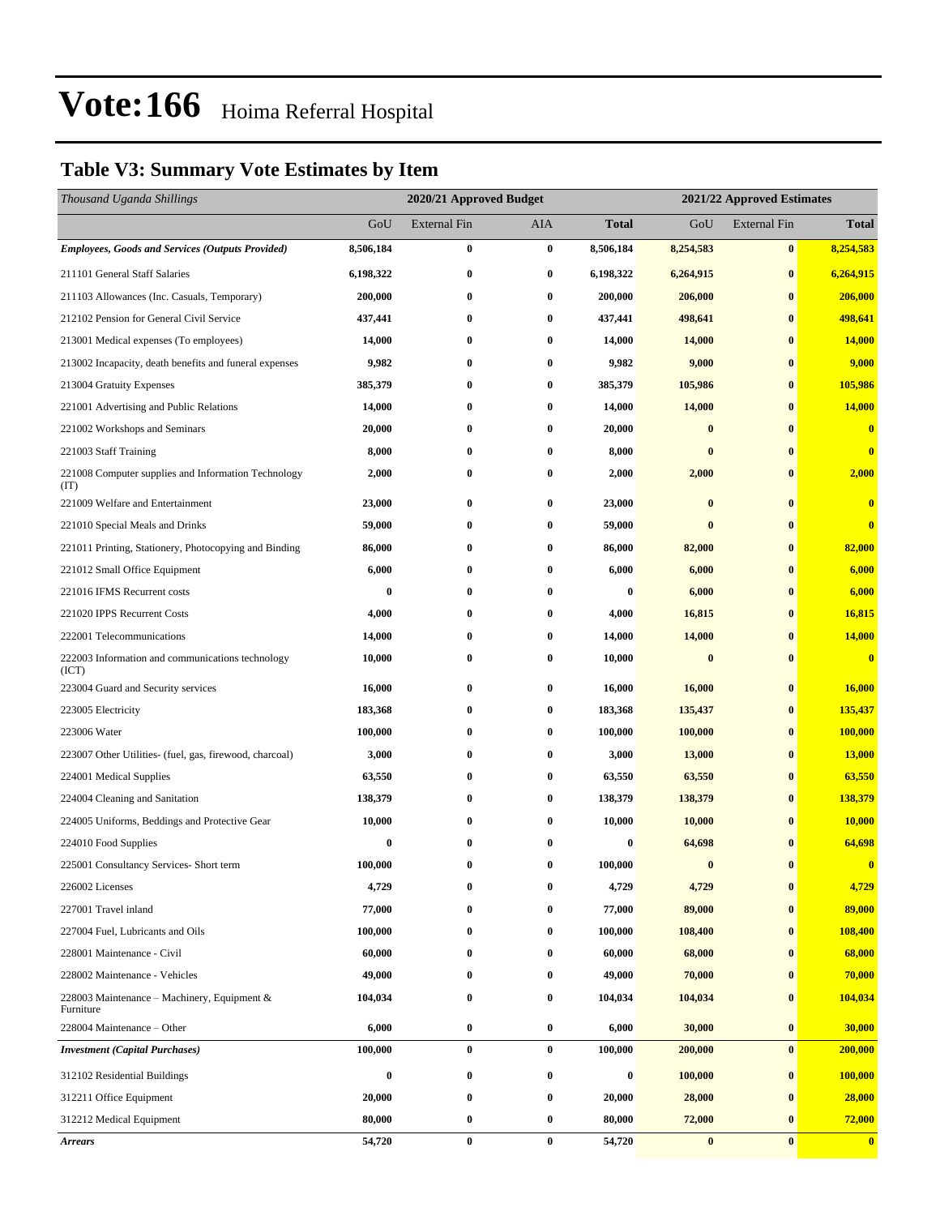# Vote:166 Hoima Referral Hospital

## Table V3: Summary Vote Estimates by Item

| *Thousand Uganda Shillings* | 2020/21 Approved Budget | | | | 2021/22 Approved Estimates | | |
|---|---|---|---|---|---|---|---|
| | GoU | External Fin | AIA | **Total** | GoU | External Fin | **Total** |
| ***Employees, Goods and Services (Outputs Provided)*** | **8,506,184** | **0** | **0** | **8,506,184** | **8,254,583** | **0** | **8,254,583** |
| 211101 General Staff Salaries | **6,198,322** | **0** | **0** | **6,198,322** | **6,264,915** | **0** | **6,264,915** |
| 211103 Allowances (Inc. Casuals, Temporary) | **200,000** | **0** | **0** | **200,000** | **206,000** | **0** | **206,000** |
| 212102 Pension for General Civil Service | **437,441** | **0** | **0** | **437,441** | **498,641** | **0** | **498,641** |
| 213001 Medical expenses (To employees) | **14,000** | **0** | **0** | **14,000** | **14,000** | **0** | **14,000** |
| 213002 Incapacity, death benefits and funeral expenses | **9,982** | **0** | **0** | **9,982** | **9,000** | **0** | **9,000** |
| 213004 Gratuity Expenses | **385,379** | **0** | **0** | **385,379** | **105,986** | **0** | **105,986** |
| 221001 Advertising and Public Relations | **14,000** | **0** | **0** | **14,000** | **14,000** | **0** | **14,000** |
| 221002 Workshops and Seminars | **20,000** | **0** | **0** | **20,000** | **0** | **0** | **0** |
| 221003 Staff Training | **8,000** | **0** | **0** | **8,000** | **0** | **0** | **0** |
| 221008 Computer supplies and Information Technology (IT) | **2,000** | **0** | **0** | **2,000** | **2,000** | **0** | **2,000** |
| 221009 Welfare and Entertainment | **23,000** | **0** | **0** | **23,000** | **0** | **0** | **0** |
| 221010 Special Meals and Drinks | **59,000** | **0** | **0** | **59,000** | **0** | **0** | **0** |
| 221011 Printing, Stationery, Photocopying and Binding | **86,000** | **0** | **0** | **86,000** | **82,000** | **0** | **82,000** |
| 221012 Small Office Equipment | **6,000** | **0** | **0** | **6,000** | **6,000** | **0** | **6,000** |
| 221016 IFMS Recurrent costs | **0** | **0** | **0** | **0** | **6,000** | **0** | **6,000** |
| 221020 IPPS Recurrent Costs | **4,000** | **0** | **0** | **4,000** | **16,815** | **0** | **16,815** |
| 222001 Telecommunications | **14,000** | **0** | **0** | **14,000** | **14,000** | **0** | **14,000** |
| 222003 Information and communications technology (ICT) | **10,000** | **0** | **0** | **10,000** | **0** | **0** | **0** |
| 223004 Guard and Security services | **16,000** | **0** | **0** | **16,000** | **16,000** | **0** | **16,000** |
| 223005 Electricity | **183,368** | **0** | **0** | **183,368** | **135,437** | **0** | **135,437** |
| 223006 Water | **100,000** | **0** | **0** | **100,000** | **100,000** | **0** | **100,000** |
| 223007 Other Utilities- (fuel, gas, firewood, charcoal) | **3,000** | **0** | **0** | **3,000** | **13,000** | **0** | **13,000** |
| 224001 Medical Supplies | **63,550** | **0** | **0** | **63,550** | **63,550** | **0** | **63,550** |
| 224004 Cleaning and Sanitation | **138,379** | **0** | **0** | **138,379** | **138,379** | **0** | **138,379** |
| 224005 Uniforms, Beddings and Protective Gear | **10,000** | **0** | **0** | **10,000** | **10,000** | **0** | **10,000** |
| 224010 Food Supplies | **0** | **0** | **0** | **0** | **64,698** | **0** | **64,698** |
| 225001 Consultancy Services- Short term | **100,000** | **0** | **0** | **100,000** | **0** | **0** | **0** |
| 226002 Licenses | **4,729** | **0** | **0** | **4,729** | **4,729** | **0** | **4,729** |
| 227001 Travel inland | **77,000** | **0** | **0** | **77,000** | **89,000** | **0** | **89,000** |
| 227004 Fuel, Lubricants and Oils | **100,000** | **0** | **0** | **100,000** | **108,400** | **0** | **108,400** |
| 228001 Maintenance - Civil | **60,000** | **0** | **0** | **60,000** | **68,000** | **0** | **68,000** |
| 228002 Maintenance - Vehicles | **49,000** | **0** | **0** | **49,000** | **70,000** | **0** | **70,000** |
| 228003 Maintenance – Machinery, Equipment & Furniture | **104,034** | **0** | **0** | **104,034** | **104,034** | **0** | **104,034** |
| 228004 Maintenance – Other | **6,000** | **0** | **0** | **6,000** | **30,000** | **0** | **30,000** |
| ***Investment (Capital Purchases)*** | **100,000** | **0** | **0** | **100,000** | **200,000** | **0** | **200,000** |
| 312102 Residential Buildings | **0** | **0** | **0** | **0** | **100,000** | **0** | **100,000** |
| 312211 Office Equipment | **20,000** | **0** | **0** | **20,000** | **28,000** | **0** | **28,000** |
| 312212 Medical Equipment | **80,000** | **0** | **0** | **80,000** | **72,000** | **0** | **72,000** |
| ***Arrears*** | **54,720** | **0** | **0** | **54,720** | **0** | **0** | **0** |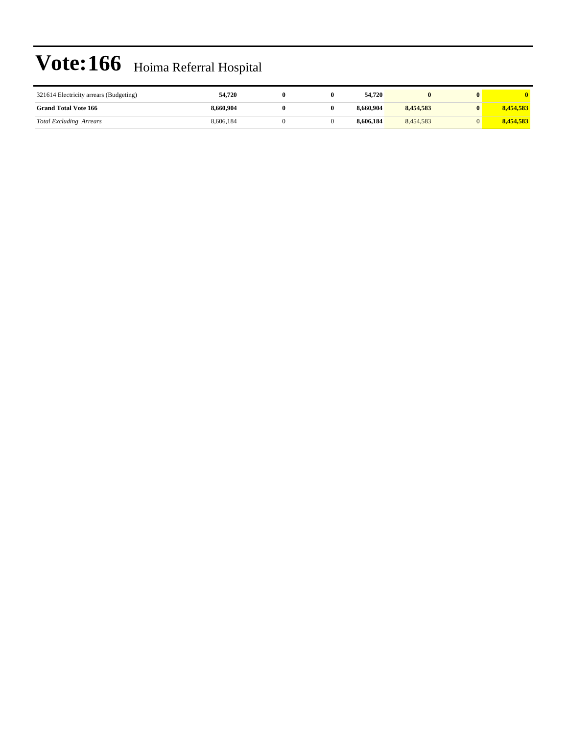# Vote:166 Hoima Referral Hospital

| | | | | | | | |
|---|---|---|---|---|---|---|---|
| 321614 Electricity arrears (Budgeting) | **54,720** | **0** | **0** | **54,720** | **0** | **0** | **0** |
| **Grand Total Vote 166** | **8,660,904** | **0** | **0** | **8,660,904** | **8,454,583** | **0** | **8,454,583** |
| *Total Excluding Arrears* | 8,606,184 | 0 | 0 | **8,606,184** | 8,454,583 | 0 | **8,454,583** |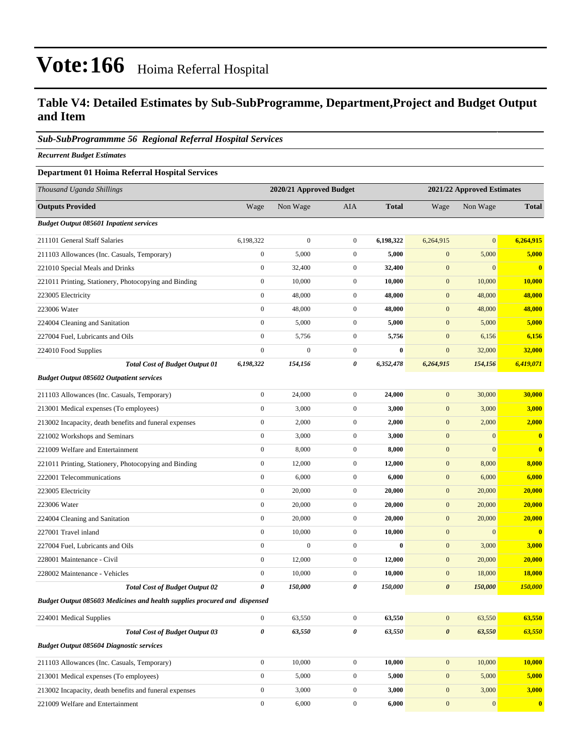# Vote:166 Hoima Referral Hospital

## Table V4: Detailed Estimates by Sub-SubProgramme, Department,Project and Budget Output and Item

### *Sub-SubProgrammme 56 Regional Referral Hospital Services*

***Recurrent Budget Estimates***

**Department 01 Hoima Referral Hospital Services**

| *Thousand Uganda Shillings* | 2020/21 Approved Budget | | | | 2021/22 Approved Estimates | | |
|---|---|---|---|---|---|---|---|
| **Outputs Provided** | Wage | Non Wage | AIA | **Total** | Wage | Non Wage | **Total** |
| ***Budget Output 085601 Inpatient services*** | | | | | | | |
| 211101 General Staff Salaries | 6,198,322 | 0 | 0 | **6,198,322** | 6,264,915 | 0 | **6,264,915** |
| 211103 Allowances (Inc. Casuals, Temporary) | 0 | 5,000 | 0 | **5,000** | 0 | 5,000 | **5,000** |
| 221010 Special Meals and Drinks | 0 | 32,400 | 0 | **32,400** | 0 | 0 | **0** |
| 221011 Printing, Stationery, Photocopying and Binding | 0 | 10,000 | 0 | **10,000** | 0 | 10,000 | **10,000** |
| 223005 Electricity | 0 | 48,000 | 0 | **48,000** | 0 | 48,000 | **48,000** |
| 223006 Water | 0 | 48,000 | 0 | **48,000** | 0 | 48,000 | **48,000** |
| 224004 Cleaning and Sanitation | 0 | 5,000 | 0 | **5,000** | 0 | 5,000 | **5,000** |
| 227004 Fuel, Lubricants and Oils | 0 | 5,756 | 0 | **5,756** | 0 | 6,156 | **6,156** |
| 224010 Food Supplies | 0 | 0 | 0 | **0** | 0 | 32,000 | **32,000** |
| ***Total Cost of Budget Output 01*** | ***6,198,322*** | ***154,156*** | ***0*** | ***6,352,478*** | ***6,264,915*** | ***154,156*** | ***6,419,071*** |
| ***Budget Output 085602 Outpatient services*** | | | | | | | |
| 211103 Allowances (Inc. Casuals, Temporary) | 0 | 24,000 | 0 | **24,000** | 0 | 30,000 | **30,000** |
| 213001 Medical expenses (To employees) | 0 | 3,000 | 0 | **3,000** | 0 | 3,000 | **3,000** |
| 213002 Incapacity, death benefits and funeral expenses | 0 | 2,000 | 0 | **2,000** | 0 | 2,000 | **2,000** |
| 221002 Workshops and Seminars | 0 | 3,000 | 0 | **3,000** | 0 | 0 | **0** |
| 221009 Welfare and Entertainment | 0 | 8,000 | 0 | **8,000** | 0 | 0 | **0** |
| 221011 Printing, Stationery, Photocopying and Binding | 0 | 12,000 | 0 | **12,000** | 0 | 8,000 | **8,000** |
| 222001 Telecommunications | 0 | 6,000 | 0 | **6,000** | 0 | 6,000 | **6,000** |
| 223005 Electricity | 0 | 20,000 | 0 | **20,000** | 0 | 20,000 | **20,000** |
| 223006 Water | 0 | 20,000 | 0 | **20,000** | 0 | 20,000 | **20,000** |
| 224004 Cleaning and Sanitation | 0 | 20,000 | 0 | **20,000** | 0 | 20,000 | **20,000** |
| 227001 Travel inland | 0 | 10,000 | 0 | **10,000** | 0 | 0 | **0** |
| 227004 Fuel, Lubricants and Oils | 0 | 0 | 0 | **0** | 0 | 3,000 | **3,000** |
| 228001 Maintenance - Civil | 0 | 12,000 | 0 | **12,000** | 0 | 20,000 | **20,000** |
| 228002 Maintenance - Vehicles | 0 | 10,000 | 0 | **10,000** | 0 | 18,000 | **18,000** |
| ***Total Cost of Budget Output 02*** | ***0*** | ***150,000*** | ***0*** | ***150,000*** | ***0*** | ***150,000*** | ***150,000*** |
| ***Budget Output 085603 Medicines and health supplies procured and dispensed*** | | | | | | | |
| 224001 Medical Supplies | 0 | 63,550 | 0 | **63,550** | 0 | 63,550 | **63,550** |
| ***Total Cost of Budget Output 03*** | ***0*** | ***63,550*** | ***0*** | ***63,550*** | ***0*** | ***63,550*** | ***63,550*** |
| ***Budget Output 085604 Diagnostic services*** | | | | | | | |
| 211103 Allowances (Inc. Casuals, Temporary) | 0 | 10,000 | 0 | **10,000** | 0 | 10,000 | **10,000** |
| 213001 Medical expenses (To employees) | 0 | 5,000 | 0 | **5,000** | 0 | 5,000 | **5,000** |
| 213002 Incapacity, death benefits and funeral expenses | 0 | 3,000 | 0 | **3,000** | 0 | 3,000 | **3,000** |
| 221009 Welfare and Entertainment | 0 | 6,000 | 0 | **6,000** | 0 | 0 | **0** |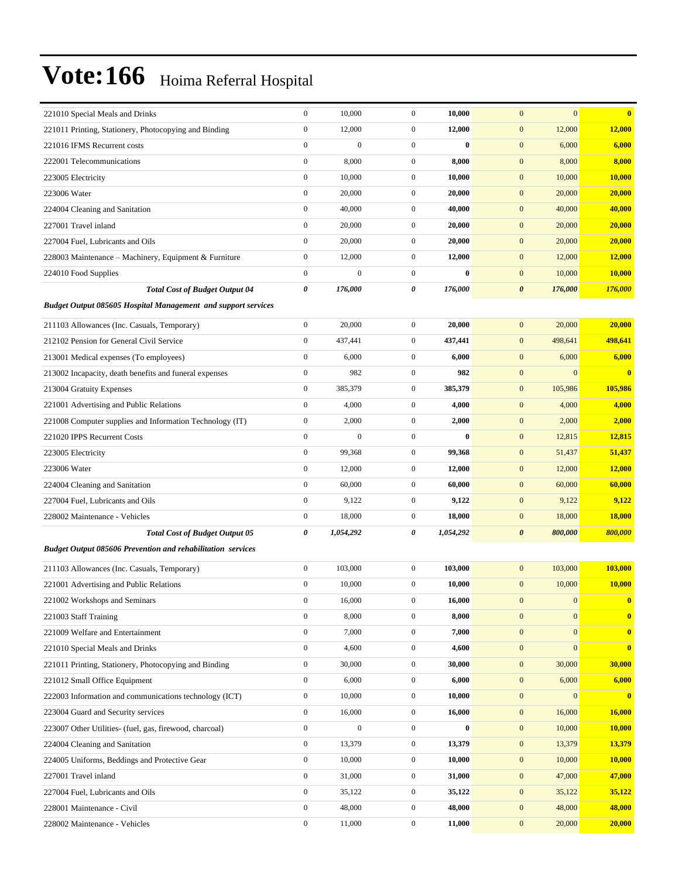# Vote:166 Hoima Referral Hospital

| | | | | | | | |
|---|---|---|---|---|---|---|---|
| 221010 Special Meals and Drinks | 0 | 10,000 | 0 | **10,000** | 0 | 0 | **0** |
| 221011 Printing, Stationery, Photocopying and Binding | 0 | 12,000 | 0 | **12,000** | 0 | 12,000 | **12,000** |
| 221016 IFMS Recurrent costs | 0 | 0 | 0 | **0** | 0 | 6,000 | **6,000** |
| 222001 Telecommunications | 0 | 8,000 | 0 | **8,000** | 0 | 8,000 | **8,000** |
| 223005 Electricity | 0 | 10,000 | 0 | **10,000** | 0 | 10,000 | **10,000** |
| 223006 Water | 0 | 20,000 | 0 | **20,000** | 0 | 20,000 | **20,000** |
| 224004 Cleaning and Sanitation | 0 | 40,000 | 0 | **40,000** | 0 | 40,000 | **40,000** |
| 227001 Travel inland | 0 | 20,000 | 0 | **20,000** | 0 | 20,000 | **20,000** |
| 227004 Fuel, Lubricants and Oils | 0 | 20,000 | 0 | **20,000** | 0 | 20,000 | **20,000** |
| 228003 Maintenance – Machinery, Equipment & Furniture | 0 | 12,000 | 0 | **12,000** | 0 | 12,000 | **12,000** |
| 224010 Food Supplies | 0 | 0 | 0 | **0** | 0 | 10,000 | **10,000** |
| ***Total Cost of Budget Output 04*** | ***0*** | ***176,000*** | ***0*** | ***176,000*** | ***0*** | ***176,000*** | ***176,000*** |
| ***Budget Output 085605 Hospital Management and support services*** | | | | | | | |
| 211103 Allowances (Inc. Casuals, Temporary) | 0 | 20,000 | 0 | **20,000** | 0 | 20,000 | **20,000** |
| 212102 Pension for General Civil Service | 0 | 437,441 | 0 | **437,441** | 0 | 498,641 | **498,641** |
| 213001 Medical expenses (To employees) | 0 | 6,000 | 0 | **6,000** | 0 | 6,000 | **6,000** |
| 213002 Incapacity, death benefits and funeral expenses | 0 | 982 | 0 | **982** | 0 | 0 | **0** |
| 213004 Gratuity Expenses | 0 | 385,379 | 0 | **385,379** | 0 | 105,986 | **105,986** |
| 221001 Advertising and Public Relations | 0 | 4,000 | 0 | **4,000** | 0 | 4,000 | **4,000** |
| 221008 Computer supplies and Information Technology (IT) | 0 | 2,000 | 0 | **2,000** | 0 | 2,000 | **2,000** |
| 221020 IPPS Recurrent Costs | 0 | 0 | 0 | **0** | 0 | 12,815 | **12,815** |
| 223005 Electricity | 0 | 99,368 | 0 | **99,368** | 0 | 51,437 | **51,437** |
| 223006 Water | 0 | 12,000 | 0 | **12,000** | 0 | 12,000 | **12,000** |
| 224004 Cleaning and Sanitation | 0 | 60,000 | 0 | **60,000** | 0 | 60,000 | **60,000** |
| 227004 Fuel, Lubricants and Oils | 0 | 9,122 | 0 | **9,122** | 0 | 9,122 | **9,122** |
| 228002 Maintenance - Vehicles | 0 | 18,000 | 0 | **18,000** | 0 | 18,000 | **18,000** |
| ***Total Cost of Budget Output 05*** | ***0*** | ***1,054,292*** | ***0*** | ***1,054,292*** | ***0*** | ***800,000*** | ***800,000*** |
| ***Budget Output 085606 Prevention and rehabilitation services*** | | | | | | | |
| 211103 Allowances (Inc. Casuals, Temporary) | 0 | 103,000 | 0 | **103,000** | 0 | 103,000 | **103,000** |
| 221001 Advertising and Public Relations | 0 | 10,000 | 0 | **10,000** | 0 | 10,000 | **10,000** |
| 221002 Workshops and Seminars | 0 | 16,000 | 0 | **16,000** | 0 | 0 | **0** |
| 221003 Staff Training | 0 | 8,000 | 0 | **8,000** | 0 | 0 | **0** |
| 221009 Welfare and Entertainment | 0 | 7,000 | 0 | **7,000** | 0 | 0 | **0** |
| 221010 Special Meals and Drinks | 0 | 4,600 | 0 | **4,600** | 0 | 0 | **0** |
| 221011 Printing, Stationery, Photocopying and Binding | 0 | 30,000 | 0 | **30,000** | 0 | 30,000 | **30,000** |
| 221012 Small Office Equipment | 0 | 6,000 | 0 | **6,000** | 0 | 6,000 | **6,000** |
| 222003 Information and communications technology (ICT) | 0 | 10,000 | 0 | **10,000** | 0 | 0 | **0** |
| 223004 Guard and Security services | 0 | 16,000 | 0 | **16,000** | 0 | 16,000 | **16,000** |
| 223007 Other Utilities- (fuel, gas, firewood, charcoal) | 0 | 0 | 0 | **0** | 0 | 10,000 | **10,000** |
| 224004 Cleaning and Sanitation | 0 | 13,379 | 0 | **13,379** | 0 | 13,379 | **13,379** |
| 224005 Uniforms, Beddings and Protective Gear | 0 | 10,000 | 0 | **10,000** | 0 | 10,000 | **10,000** |
| 227001 Travel inland | 0 | 31,000 | 0 | **31,000** | 0 | 47,000 | **47,000** |
| 227004 Fuel, Lubricants and Oils | 0 | 35,122 | 0 | **35,122** | 0 | 35,122 | **35,122** |
| 228001 Maintenance - Civil | 0 | 48,000 | 0 | **48,000** | 0 | 48,000 | **48,000** |
| 228002 Maintenance - Vehicles | 0 | 11,000 | 0 | **11,000** | 0 | 20,000 | **20,000** |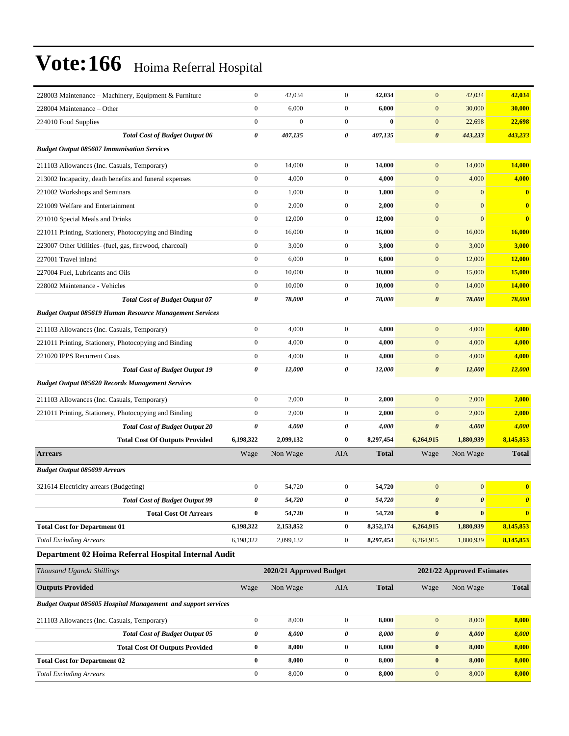# Vote:166 Hoima Referral Hospital

| | | | | | | | |
|---|---|---|---|---|---|---|---|
| 228003 Maintenance – Machinery, Equipment & Furniture | 0 | 42,034 | 0 | **42,034** | 0 | 42,034 | **42,034** |
| 228004 Maintenance – Other | 0 | 6,000 | 0 | **6,000** | 0 | 30,000 | **30,000** |
| 224010 Food Supplies | 0 | 0 | 0 | **0** | 0 | 22,698 | **22,698** |
| ***Total Cost of Budget Output 06*** | ***0*** | ***407,135*** | ***0*** | ***407,135*** | ***0*** | ***443,233*** | ***443,233*** |
| ***Budget Output 085607 Immunisation Services*** | | | | | | | |
| 211103 Allowances (Inc. Casuals, Temporary) | 0 | 14,000 | 0 | **14,000** | 0 | 14,000 | **14,000** |
| 213002 Incapacity, death benefits and funeral expenses | 0 | 4,000 | 0 | **4,000** | 0 | 4,000 | **4,000** |
| 221002 Workshops and Seminars | 0 | 1,000 | 0 | **1,000** | 0 | 0 | **0** |
| 221009 Welfare and Entertainment | 0 | 2,000 | 0 | **2,000** | 0 | 0 | **0** |
| 221010 Special Meals and Drinks | 0 | 12,000 | 0 | **12,000** | 0 | 0 | **0** |
| 221011 Printing, Stationery, Photocopying and Binding | 0 | 16,000 | 0 | **16,000** | 0 | 16,000 | **16,000** |
| 223007 Other Utilities- (fuel, gas, firewood, charcoal) | 0 | 3,000 | 0 | **3,000** | 0 | 3,000 | **3,000** |
| 227001 Travel inland | 0 | 6,000 | 0 | **6,000** | 0 | 12,000 | **12,000** |
| 227004 Fuel, Lubricants and Oils | 0 | 10,000 | 0 | **10,000** | 0 | 15,000 | **15,000** |
| 228002 Maintenance - Vehicles | 0 | 10,000 | 0 | **10,000** | 0 | 14,000 | **14,000** |
| ***Total Cost of Budget Output 07*** | ***0*** | ***78,000*** | ***0*** | ***78,000*** | ***0*** | ***78,000*** | ***78,000*** |
| ***Budget Output 085619 Human Resource Management Services*** | | | | | | | |
| 211103 Allowances (Inc. Casuals, Temporary) | 0 | 4,000 | 0 | **4,000** | 0 | 4,000 | **4,000** |
| 221011 Printing, Stationery, Photocopying and Binding | 0 | 4,000 | 0 | **4,000** | 0 | 4,000 | **4,000** |
| 221020 IPPS Recurrent Costs | 0 | 4,000 | 0 | **4,000** | 0 | 4,000 | **4,000** |
| ***Total Cost of Budget Output 19*** | ***0*** | ***12,000*** | ***0*** | ***12,000*** | ***0*** | ***12,000*** | ***12,000*** |
| ***Budget Output 085620 Records Management Services*** | | | | | | | |
| 211103 Allowances (Inc. Casuals, Temporary) | 0 | 2,000 | 0 | **2,000** | 0 | 2,000 | **2,000** |
| 221011 Printing, Stationery, Photocopying and Binding | 0 | 2,000 | 0 | **2,000** | 0 | 2,000 | **2,000** |
| ***Total Cost of Budget Output 20*** | ***0*** | ***4,000*** | ***0*** | ***4,000*** | ***0*** | ***4,000*** | ***4,000*** |
| **Total Cost Of Outputs Provided** | **6,198,322** | **2,099,132** | **0** | **8,297,454** | **6,264,915** | **1,880,939** | **8,145,853** |
| **Arrears** | Wage | Non Wage | AIA | **Total** | Wage | Non Wage | **Total** |
| ***Budget Output 085699 Arrears*** | | | | | | | |
| 321614 Electricity arrears (Budgeting) | 0 | 54,720 | 0 | **54,720** | 0 | 0 | **0** |
| ***Total Cost of Budget Output 99*** | ***0*** | ***54,720*** | ***0*** | ***54,720*** | ***0*** | ***0*** | ***0*** |
| **Total Cost Of Arrears** | **0** | **54,720** | **0** | **54,720** | **0** | **0** | **0** |
| **Total Cost for Department 01** | **6,198,322** | **2,153,852** | **0** | **8,352,174** | **6,264,915** | **1,880,939** | **8,145,853** |
| *Total Excluding Arrears* | 6,198,322 | 2,099,132 | 0 | **8,297,454** | 6,264,915 | 1,880,939 | **8,145,853** |

### Department 02 Hoima Referral Hospital Internal Audit

| *Thousand Uganda Shillings* | | **2020/21 Approved Budget** | | | | **2021/22 Approved Estimates** | |
|---|---|---|---|---|---|---|---|
| **Outputs Provided** | Wage | Non Wage | AIA | **Total** | Wage | Non Wage | **Total** |
| ***Budget Output 085605 Hospital Management and support services*** | | | | | | | |
| 211103 Allowances (Inc. Casuals, Temporary) | 0 | 8,000 | 0 | **8,000** | 0 | 8,000 | **8,000** |
| ***Total Cost of Budget Output 05*** | ***0*** | ***8,000*** | ***0*** | ***8,000*** | ***0*** | ***8,000*** | ***8,000*** |
| **Total Cost Of Outputs Provided** | **0** | **8,000** | **0** | **8,000** | **0** | **8,000** | **8,000** |
| **Total Cost for Department 02** | **0** | **8,000** | **0** | **8,000** | **0** | **8,000** | **8,000** |
| *Total Excluding Arrears* | 0 | 8,000 | 0 | **8,000** | 0 | 8,000 | **8,000** |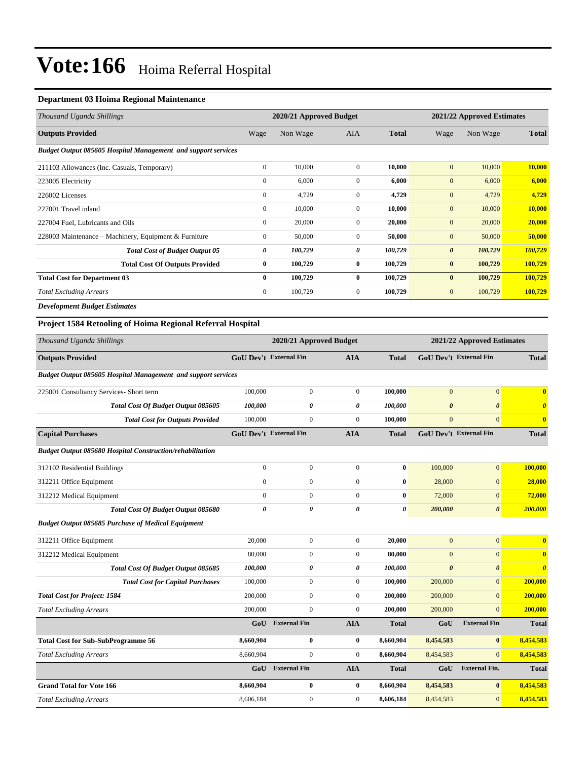# Vote:166 Hoima Referral Hospital

### Department 03 Hoima Regional Maintenance

| Thousand Uganda Shillings | 2020/21 Approved Budget | | | | 2021/22 Approved Estimates | | |
|---|---|---|---|---|---|---|---|
| **Outputs Provided** | Wage | Non Wage | AIA | **Total** | Wage | Non Wage | **Total** |
| ***Budget Output 085605 Hospital Management and support services*** | | | | | | | |
| 211103 Allowances (Inc. Casuals, Temporary) | 0 | 10,000 | 0 | **10,000** | 0 | 10,000 | **10,000** |
| 223005 Electricity | 0 | 6,000 | 0 | **6,000** | 0 | 6,000 | **6,000** |
| 226002 Licenses | 0 | 4,729 | 0 | **4,729** | 0 | 4,729 | **4,729** |
| 227001 Travel inland | 0 | 10,000 | 0 | **10,000** | 0 | 10,000 | **10,000** |
| 227004 Fuel, Lubricants and Oils | 0 | 20,000 | 0 | **20,000** | 0 | 20,000 | **20,000** |
| 228003 Maintenance – Machinery, Equipment & Furniture | 0 | 50,000 | 0 | **50,000** | 0 | 50,000 | **50,000** |
| ***Total Cost of Budget Output 05*** | ***0*** | ***100,729*** | ***0*** | ***100,729*** | ***0*** | ***100,729*** | ***100,729*** |
| **Total Cost Of Outputs Provided** | **0** | **100,729** | **0** | **100,729** | **0** | **100,729** | **100,729** |
| **Total Cost for Department 03** | **0** | **100,729** | **0** | **100,729** | **0** | **100,729** | **100,729** |
| *Total Excluding Arrears* | 0 | 100,729 | 0 | **100,729** | 0 | 100,729 | **100,729** |

***Development Budget Estimates***

### Project 1584 Retooling of Hoima Regional Referral Hospital

| Thousand Uganda Shillings | 2020/21 Approved Budget | | | | 2021/22 Approved Estimates | | |
|---|---|---|---|---|---|---|---|
| **Outputs Provided** | **GoU Dev't** | **External Fin** | **AIA** | **Total** | **GoU Dev't** | **External Fin** | **Total** |
| ***Budget Output 085605 Hospital Management and support services*** | | | | | | | |
| 225001 Consultancy Services- Short term | 100,000 | 0 | 0 | **100,000** | 0 | 0 | **0** |
| ***Total Cost Of Budget Output 085605*** | ***100,000*** | ***0*** | ***0*** | ***100,000*** | ***0*** | ***0*** | ***0*** |
| ***Total Cost for Outputs Provided*** | 100,000 | 0 | 0 | **100,000** | 0 | 0 | **0** |
| **Capital Purchases** | **GoU Dev't** | **External Fin** | **AIA** | **Total** | **GoU Dev't** | **External Fin** | **Total** |
| ***Budget Output 085680 Hospital Construction/rehabilitation*** | | | | | | | |
| 312102 Residential Buildings | 0 | 0 | 0 | **0** | 100,000 | 0 | **100,000** |
| 312211 Office Equipment | 0 | 0 | 0 | **0** | 28,000 | 0 | **28,000** |
| 312212 Medical Equipment | 0 | 0 | 0 | **0** | 72,000 | 0 | **72,000** |
| ***Total Cost Of Budget Output 085680*** | ***0*** | ***0*** | ***0*** | ***0*** | ***200,000*** | ***0*** | ***200,000*** |
| ***Budget Output 085685 Purchase of Medical Equipment*** | | | | | | | |
| 312211 Office Equipment | 20,000 | 0 | 0 | **20,000** | 0 | 0 | **0** |
| 312212 Medical Equipment | 80,000 | 0 | 0 | **80,000** | 0 | 0 | **0** |
| ***Total Cost Of Budget Output 085685*** | ***100,000*** | ***0*** | ***0*** | ***100,000*** | ***0*** | ***0*** | ***0*** |
| ***Total Cost for Capital Purchases*** | 100,000 | 0 | 0 | **100,000** | 200,000 | 0 | **200,000** |
| ***Total Cost for Project: 1584*** | 200,000 | 0 | 0 | **200,000** | 200,000 | 0 | **200,000** |
| *Total Excluding Arrears* | 200,000 | 0 | 0 | **200,000** | 200,000 | 0 | **200,000** |
| | **GoU** | **External Fin** | **AIA** | **Total** | **GoU** | **External Fin** | **Total** |
| **Total Cost for Sub-SubProgramme 56** | **8,660,904** | **0** | **0** | **8,660,904** | **8,454,583** | **0** | **8,454,583** |
| *Total Excluding Arrears* | 8,660,904 | 0 | 0 | **8,660,904** | 8,454,583 | 0 | **8,454,583** |
| | **GoU** | **External Fin** | **AIA** | **Total** | **GoU** | **External Fin.** | **Total** |
| **Grand Total for Vote 166** | **8,660,904** | **0** | **0** | **8,660,904** | **8,454,583** | **0** | **8,454,583** |
| *Total Excluding Arrears* | 8,606,184 | 0 | 0 | **8,606,184** | 8,454,583 | 0 | **8,454,583** |